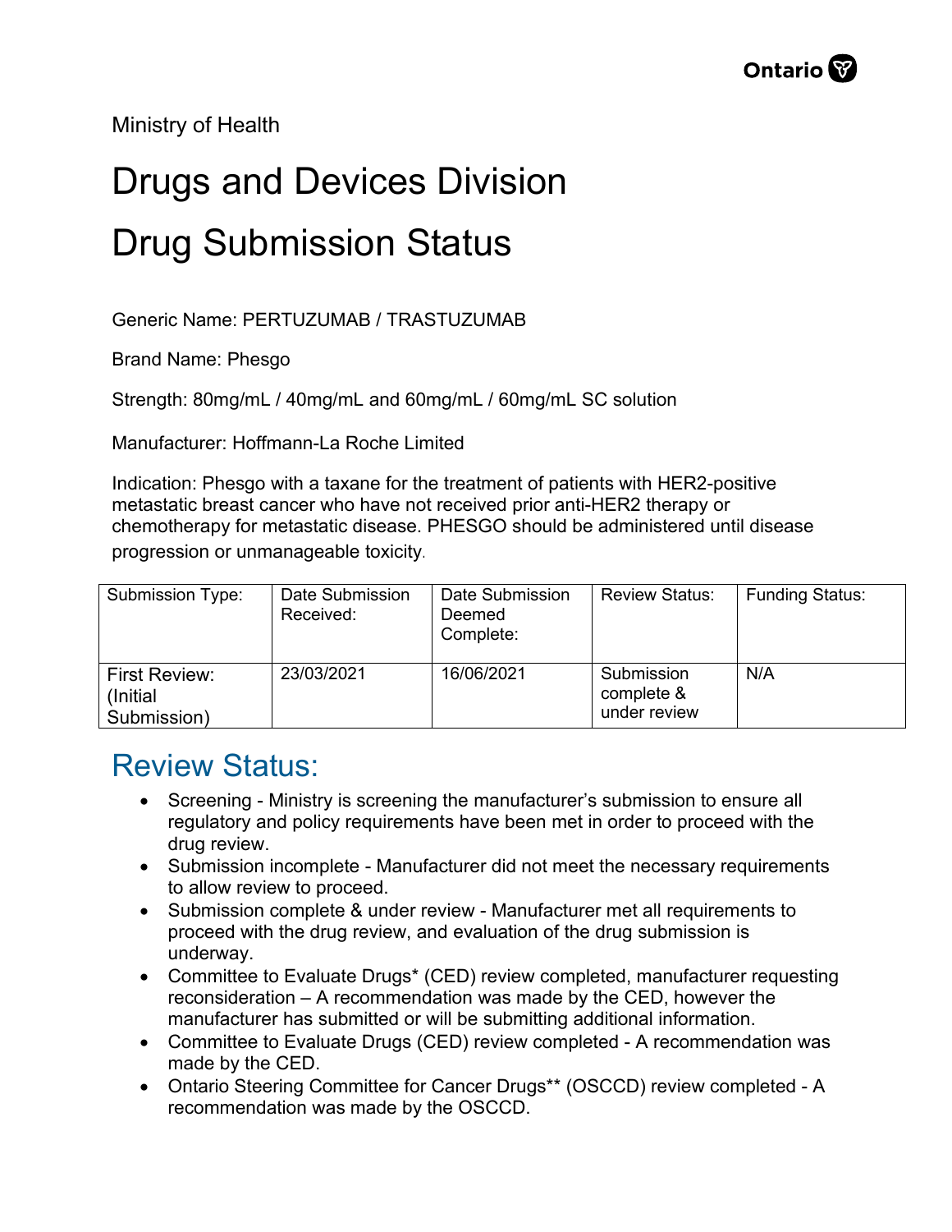Ministry of Health

# Drugs and Devices Division

# Drug Submission Status

Generic Name: PERTUZUMAB / TRASTUZUMAB

Brand Name: Phesgo

Strength: 80mg/mL / 40mg/mL and 60mg/mL / 60mg/mL SC solution

Manufacturer: Hoffmann-La Roche Limited

Indication: Phesgo with a taxane for the treatment of patients with HER2-positive metastatic breast cancer who have not received prior anti-HER2 therapy or chemotherapy for metastatic disease. PHESGO should be administered until disease progression or unmanageable toxicity.

| Submission Type: | Date Submission Received: | Date Submission Deemed Complete: | Review Status: | Funding Status: |
|---|---|---|---|---|
| First Review: (Initial Submission) | 23/03/2021 | 16/06/2021 | Submission complete & under review | N/A |

## Review Status:

- Screening - Ministry is screening the manufacturer's submission to ensure all regulatory and policy requirements have been met in order to proceed with the drug review.
- Submission incomplete - Manufacturer did not meet the necessary requirements to allow review to proceed.
- Submission complete & under review - Manufacturer met all requirements to proceed with the drug review, and evaluation of the drug submission is underway.
- Committee to Evaluate Drugs* (CED) review completed, manufacturer requesting reconsideration – A recommendation was made by the CED, however the manufacturer has submitted or will be submitting additional information.
- Committee to Evaluate Drugs (CED) review completed - A recommendation was made by the CED.
- Ontario Steering Committee for Cancer Drugs** (OSCCD) review completed - A recommendation was made by the OSCCD.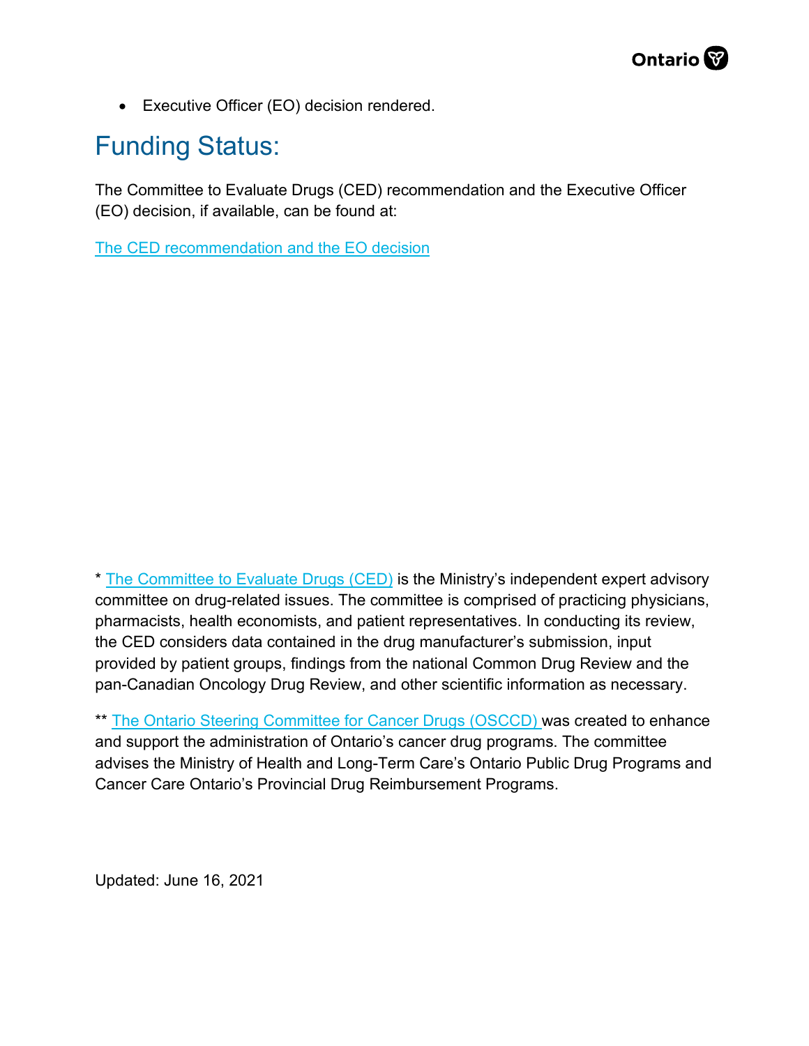- Executive Officer (EO) decision rendered.

## Funding Status:

The Committee to Evaluate Drugs (CED) recommendation and the Executive Officer (EO) decision, if available, can be found at:

The CED recommendation and the EO decision

* The Committee to Evaluate Drugs (CED) is the Ministry's independent expert advisory committee on drug-related issues. The committee is comprised of practicing physicians, pharmacists, health economists, and patient representatives. In conducting its review, the CED considers data contained in the drug manufacturer's submission, input provided by patient groups, findings from the national Common Drug Review and the pan-Canadian Oncology Drug Review, and other scientific information as necessary.

** The Ontario Steering Committee for Cancer Drugs (OSCCD) was created to enhance and support the administration of Ontario's cancer drug programs. The committee advises the Ministry of Health and Long-Term Care's Ontario Public Drug Programs and Cancer Care Ontario's Provincial Drug Reimbursement Programs.

Updated: June 16, 2021